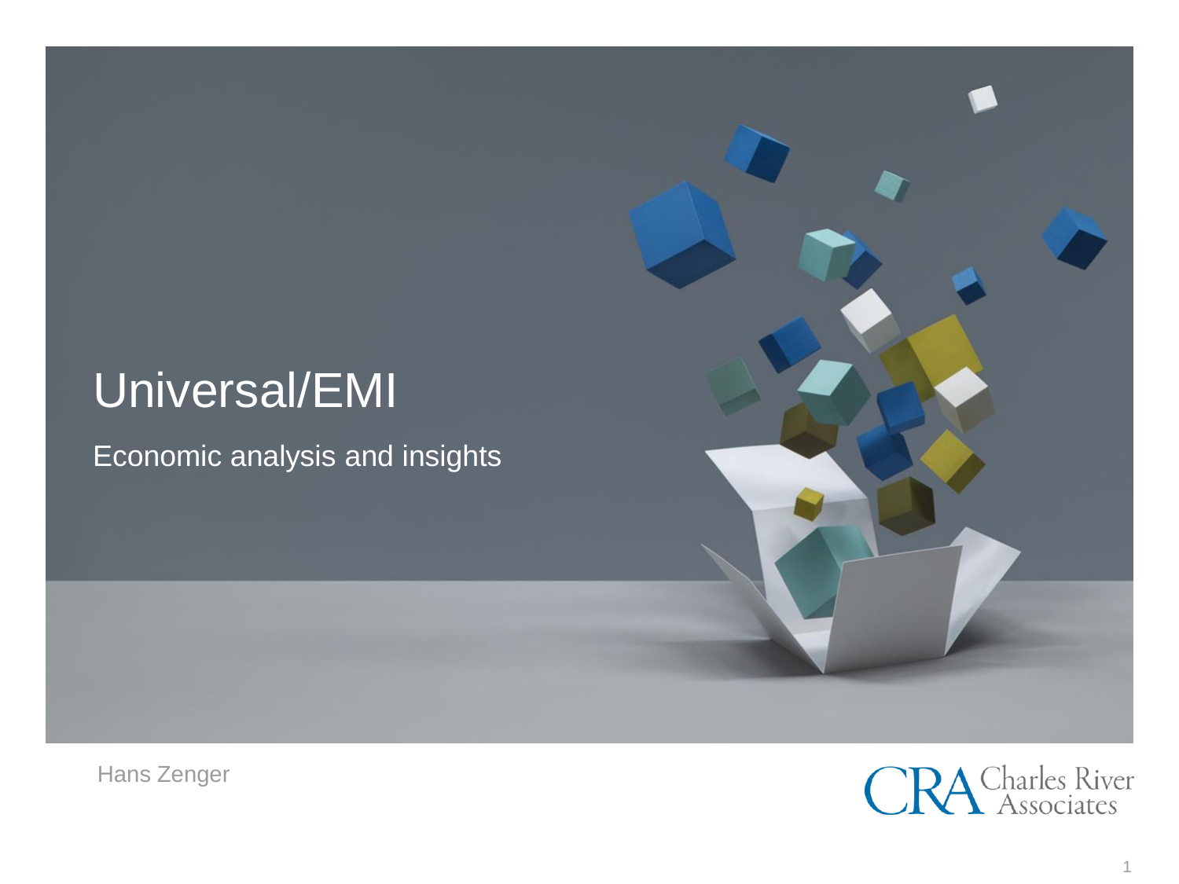# Universal/EMI

## Economic analysis and insights

Hans Zenger

CRA Charles River Associates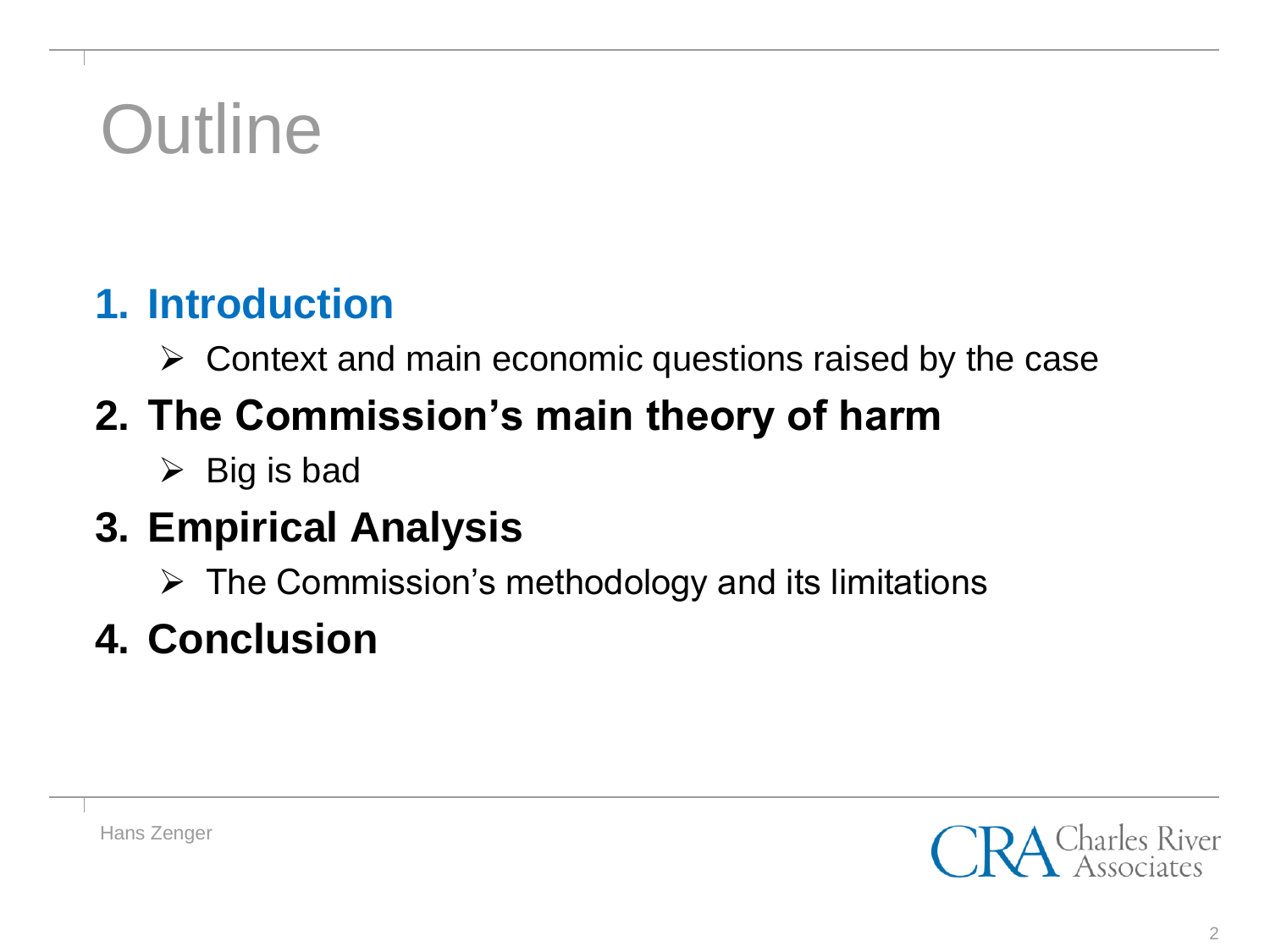# Outline

1. **Introduction**
   - Context and main economic questions raised by the case
2. **The Commission's main theory of harm**
   - Big is bad
3. **Empirical Analysis**
   - The Commission's methodology and its limitations
4. **Conclusion**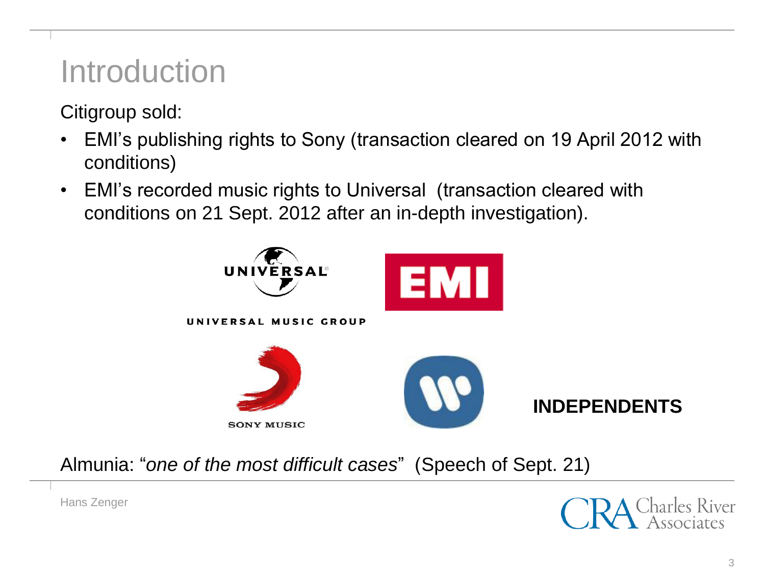# Introduction

Citigroup sold:

- EMI's publishing rights to Sony (transaction cleared on 19 April 2012 with conditions)
- EMI's recorded music rights to Universal (transaction cleared with conditions on 21 Sept. 2012 after an in-depth investigation).

**INDEPENDENTS**

Almunia: "*one of the most difficult cases*" (Speech of Sept. 21)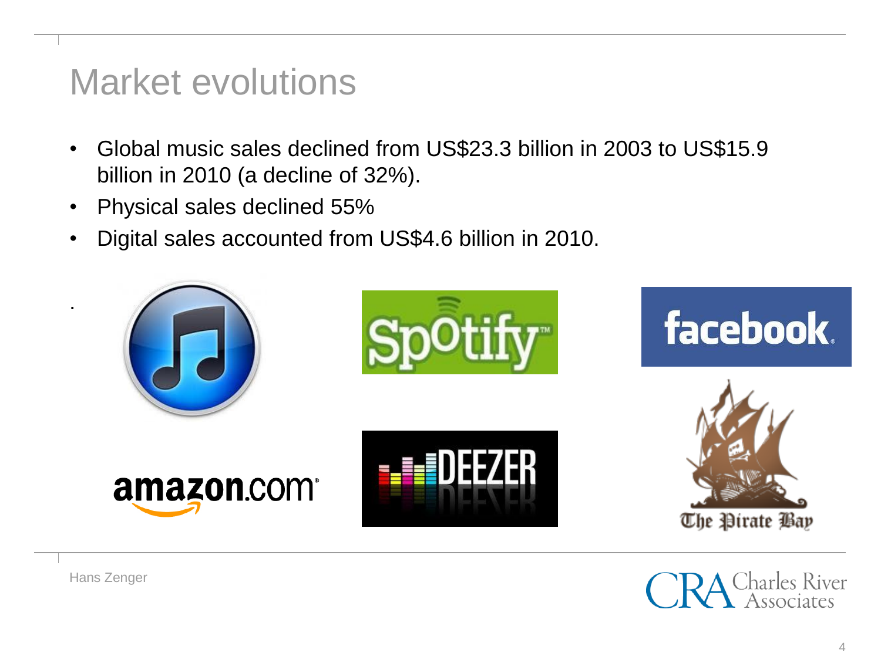# Market evolutions

- Global music sales declined from US$23.3 billion in 2003 to US$15.9 billion in 2010 (a decline of 32%).
- Physical sales declined 55%
- Digital sales accounted from US$4.6 billion in 2010.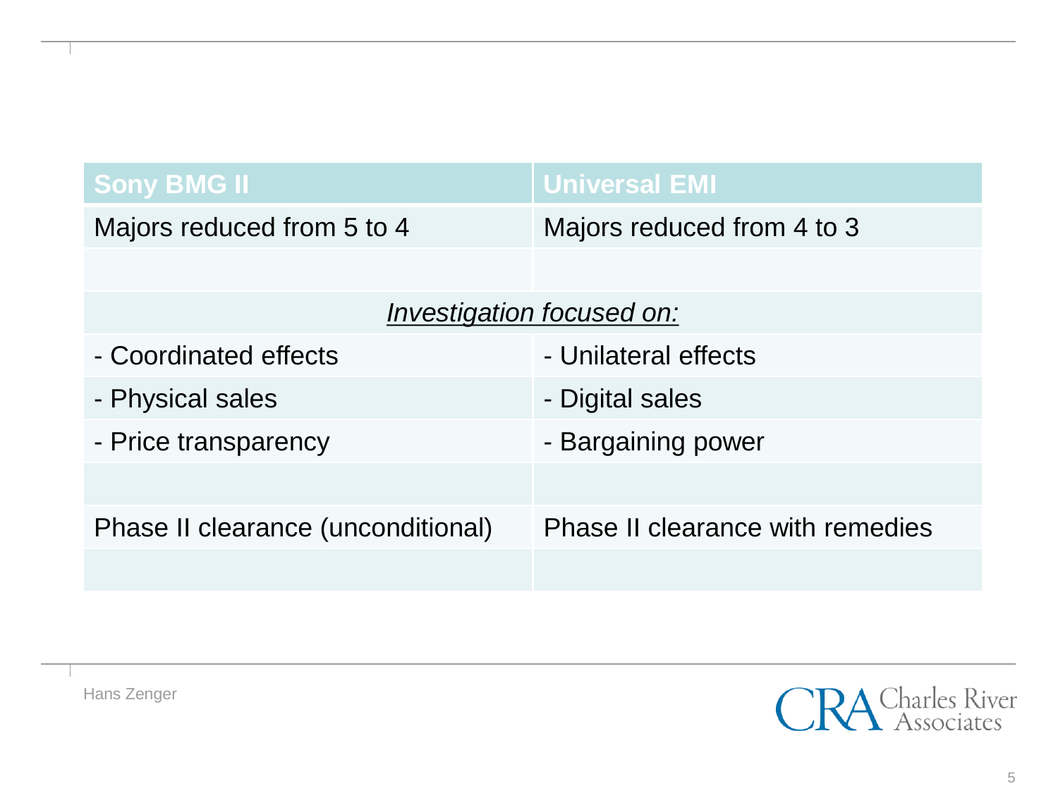| Sony BMG II | Universal EMI |
| --- | --- |
| Majors reduced from 5 to 4 | Majors reduced from 4 to 3 |
| | |
| *Investigation focused on:* | |
| - Coordinated effects | - Unilateral effects |
| - Physical sales | - Digital sales |
| - Price transparency | - Bargaining power |
| | |
| Phase II clearance (unconditional) | Phase II clearance with remedies |
| | |

Hans Zenger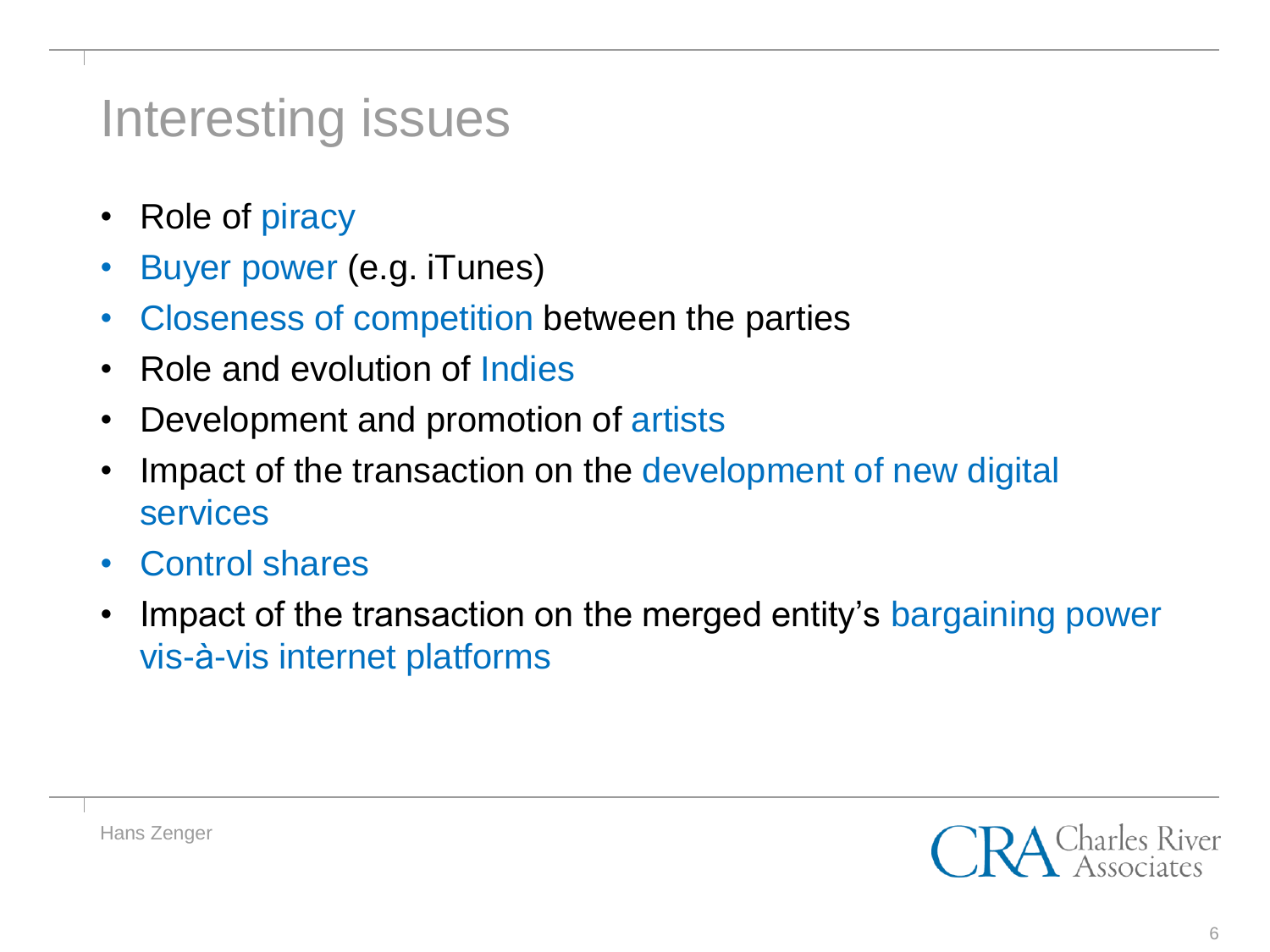# Interesting issues

- Role of piracy
- Buyer power (e.g. iTunes)
- Closeness of competition between the parties
- Role and evolution of Indies
- Development and promotion of artists
- Impact of the transaction on the development of new digital services
- Control shares
- Impact of the transaction on the merged entity's bargaining power vis-à-vis internet platforms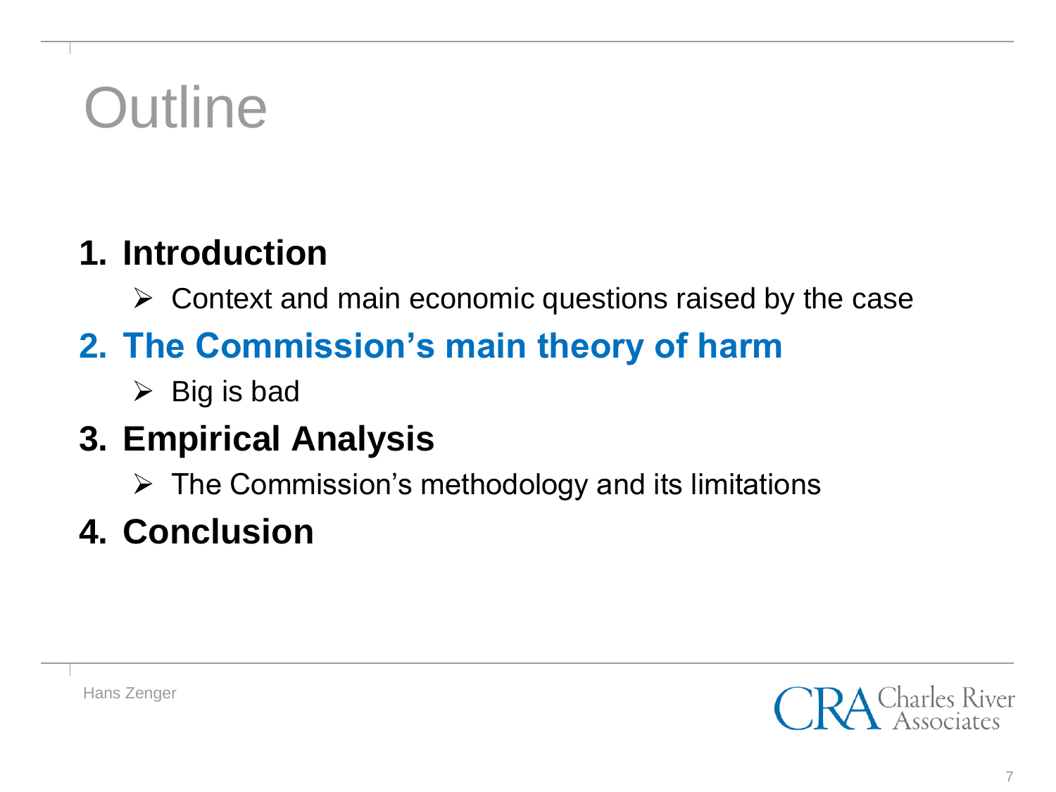# Outline

1. **Introduction**
   - Context and main economic questions raised by the case
2. **The Commission's main theory of harm**
   - Big is bad
3. **Empirical Analysis**
   - The Commission's methodology and its limitations
4. **Conclusion**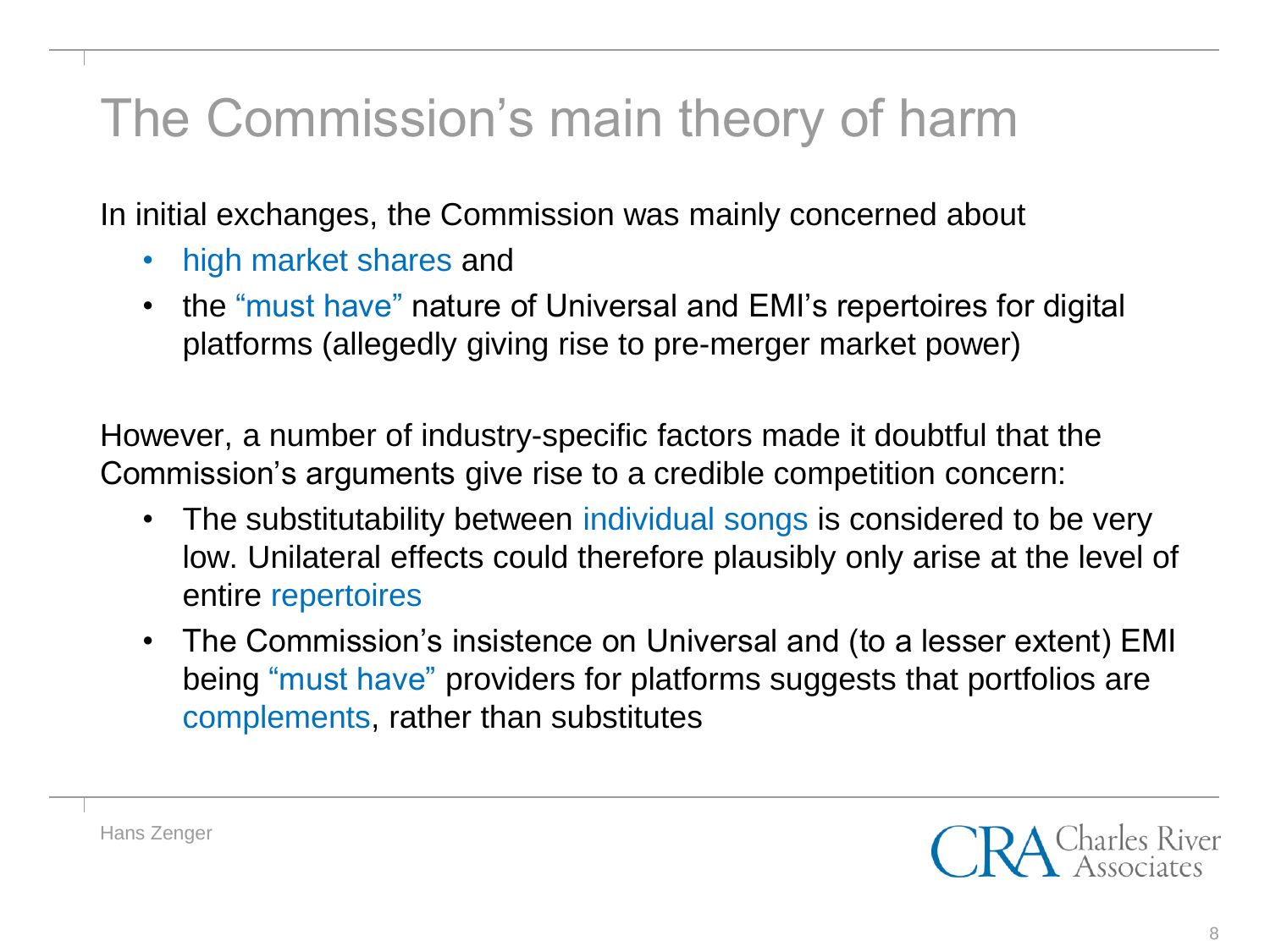# The Commission's main theory of harm

In initial exchanges, the Commission was mainly concerned about

- high market shares and
- the "must have" nature of Universal and EMI's repertoires for digital platforms (allegedly giving rise to pre-merger market power)

However, a number of industry-specific factors made it doubtful that the Commission's arguments give rise to a credible competition concern:

- The substitutability between individual songs is considered to be very low. Unilateral effects could therefore plausibly only arise at the level of entire repertoires
- The Commission's insistence on Universal and (to a lesser extent) EMI being "must have" providers for platforms suggests that portfolios are complements, rather than substitutes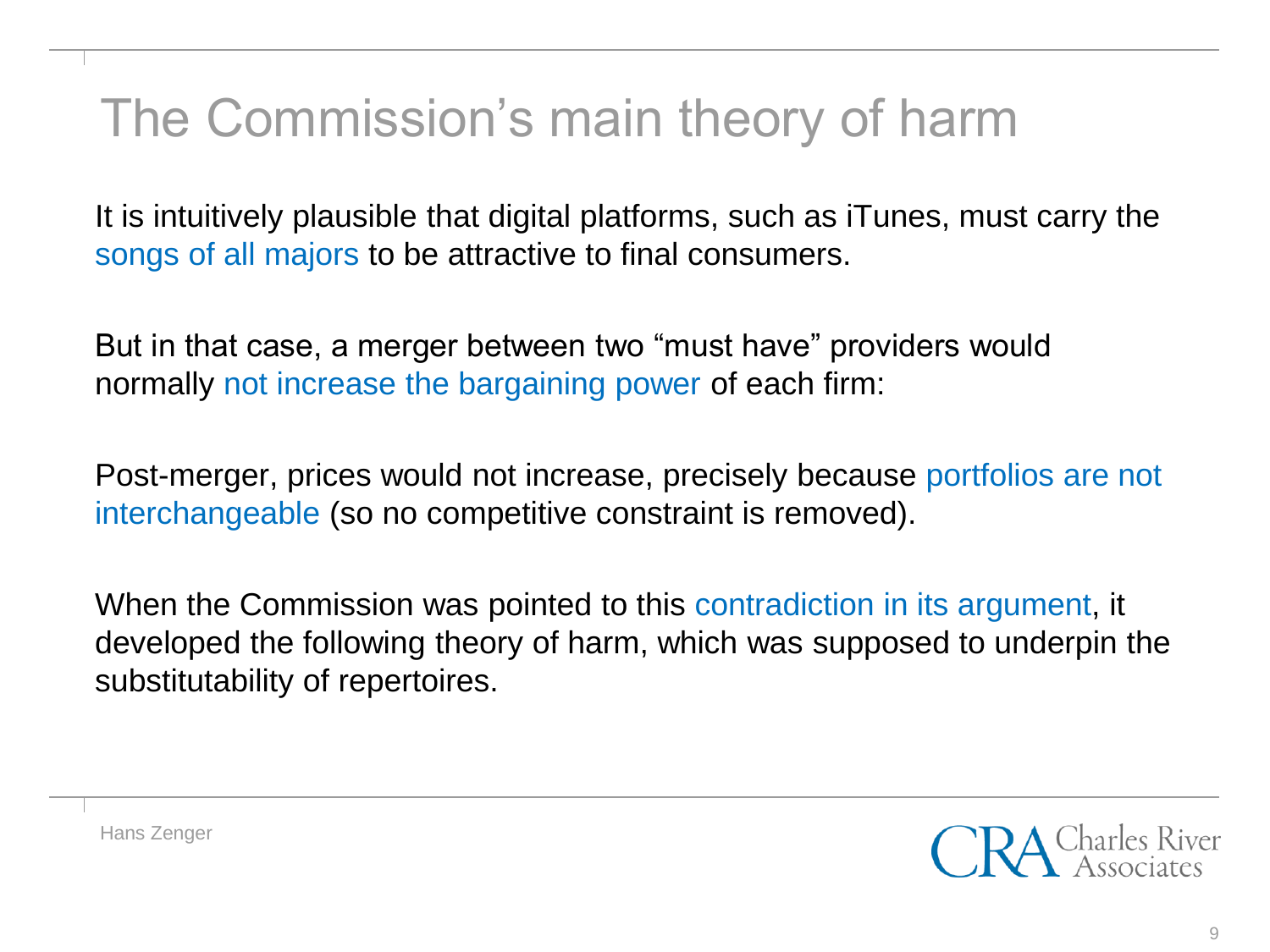# The Commission's main theory of harm

It is intuitively plausible that digital platforms, such as iTunes, must carry the songs of all majors to be attractive to final consumers.

But in that case, a merger between two "must have" providers would normally not increase the bargaining power of each firm:

Post-merger, prices would not increase, precisely because portfolios are not interchangeable (so no competitive constraint is removed).

When the Commission was pointed to this contradiction in its argument, it developed the following theory of harm, which was supposed to underpin the substitutability of repertoires.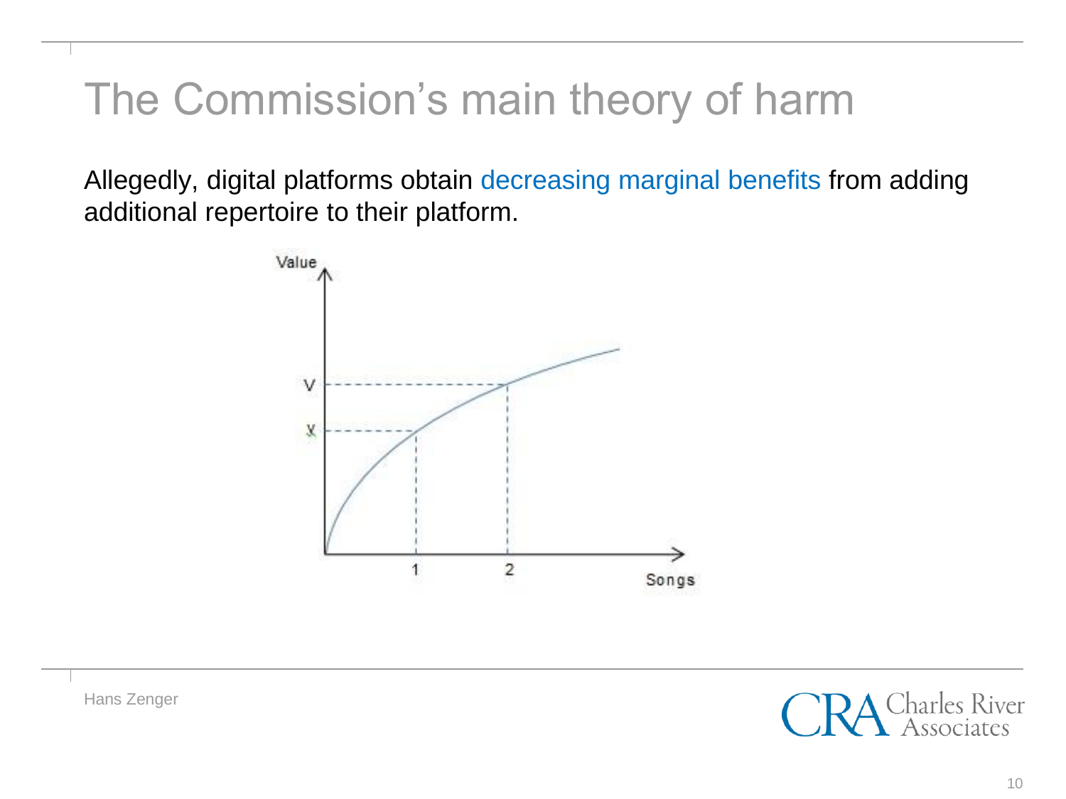# The Commission's main theory of harm

Allegedly, digital platforms obtain decreasing marginal benefits from adding additional repertoire to their platform.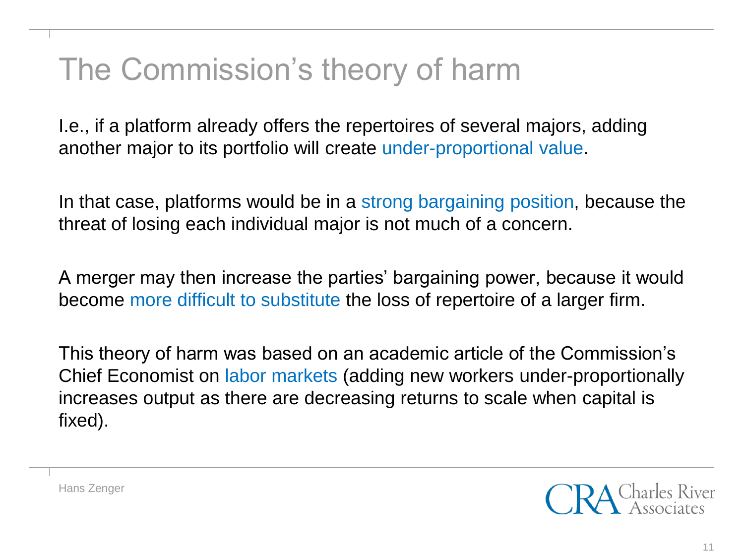# The Commission's theory of harm

I.e., if a platform already offers the repertoires of several majors, adding another major to its portfolio will create under-proportional value.

In that case, platforms would be in a strong bargaining position, because the threat of losing each individual major is not much of a concern.

A merger may then increase the parties' bargaining power, because it would become more difficult to substitute the loss of repertoire of a larger firm.

This theory of harm was based on an academic article of the Commission's Chief Economist on labor markets (adding new workers under-proportionally increases output as there are decreasing returns to scale when capital is fixed).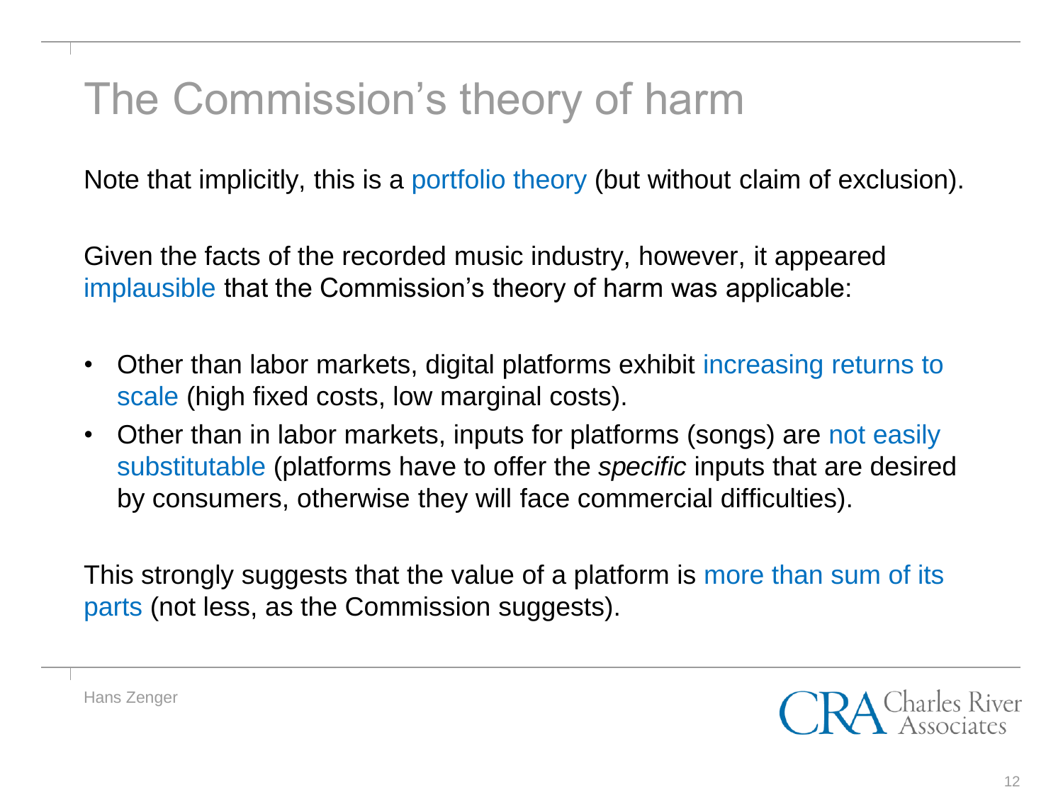# The Commission's theory of harm

Note that implicitly, this is a portfolio theory (but without claim of exclusion).

Given the facts of the recorded music industry, however, it appeared implausible that the Commission's theory of harm was applicable:

- Other than labor markets, digital platforms exhibit increasing returns to scale (high fixed costs, low marginal costs).
- Other than in labor markets, inputs for platforms (songs) are not easily substitutable (platforms have to offer the *specific* inputs that are desired by consumers, otherwise they will face commercial difficulties).

This strongly suggests that the value of a platform is more than sum of its parts (not less, as the Commission suggests).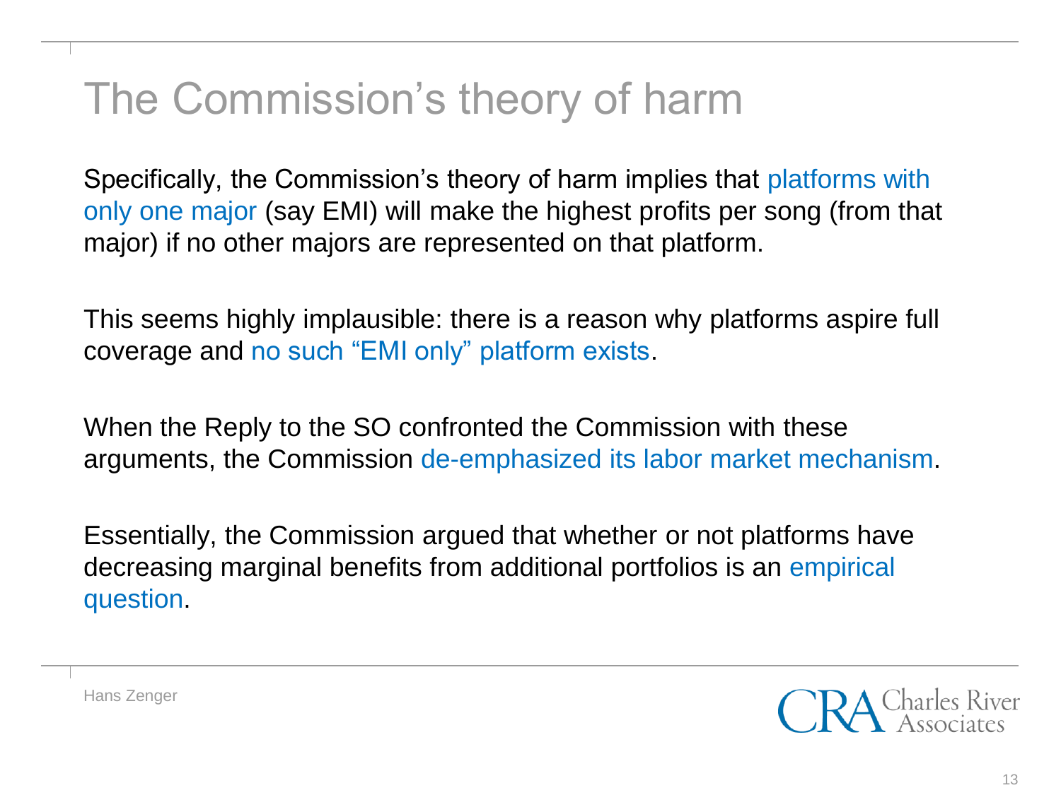# The Commission's theory of harm

Specifically, the Commission's theory of harm implies that platforms with only one major (say EMI) will make the highest profits per song (from that major) if no other majors are represented on that platform.

This seems highly implausible: there is a reason why platforms aspire full coverage and no such "EMI only" platform exists.

When the Reply to the SO confronted the Commission with these arguments, the Commission de-emphasized its labor market mechanism.

Essentially, the Commission argued that whether or not platforms have decreasing marginal benefits from additional portfolios is an empirical question.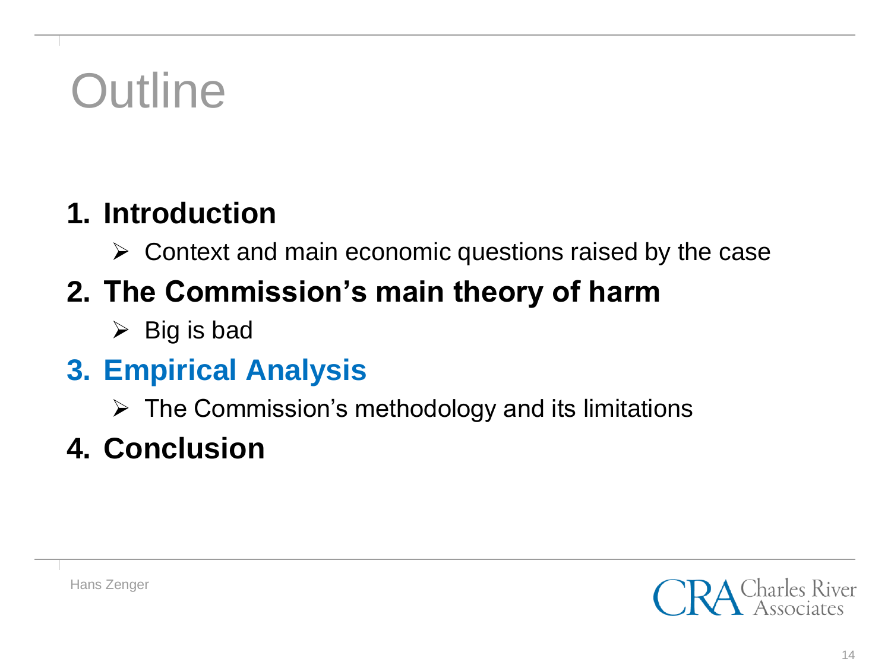# Outline

1. **Introduction**
   - Context and main economic questions raised by the case
2. **The Commission's main theory of harm**
   - Big is bad
3. **Empirical Analysis**
   - The Commission's methodology and its limitations
4. **Conclusion**

Hans Zenger

CRA Charles River Associates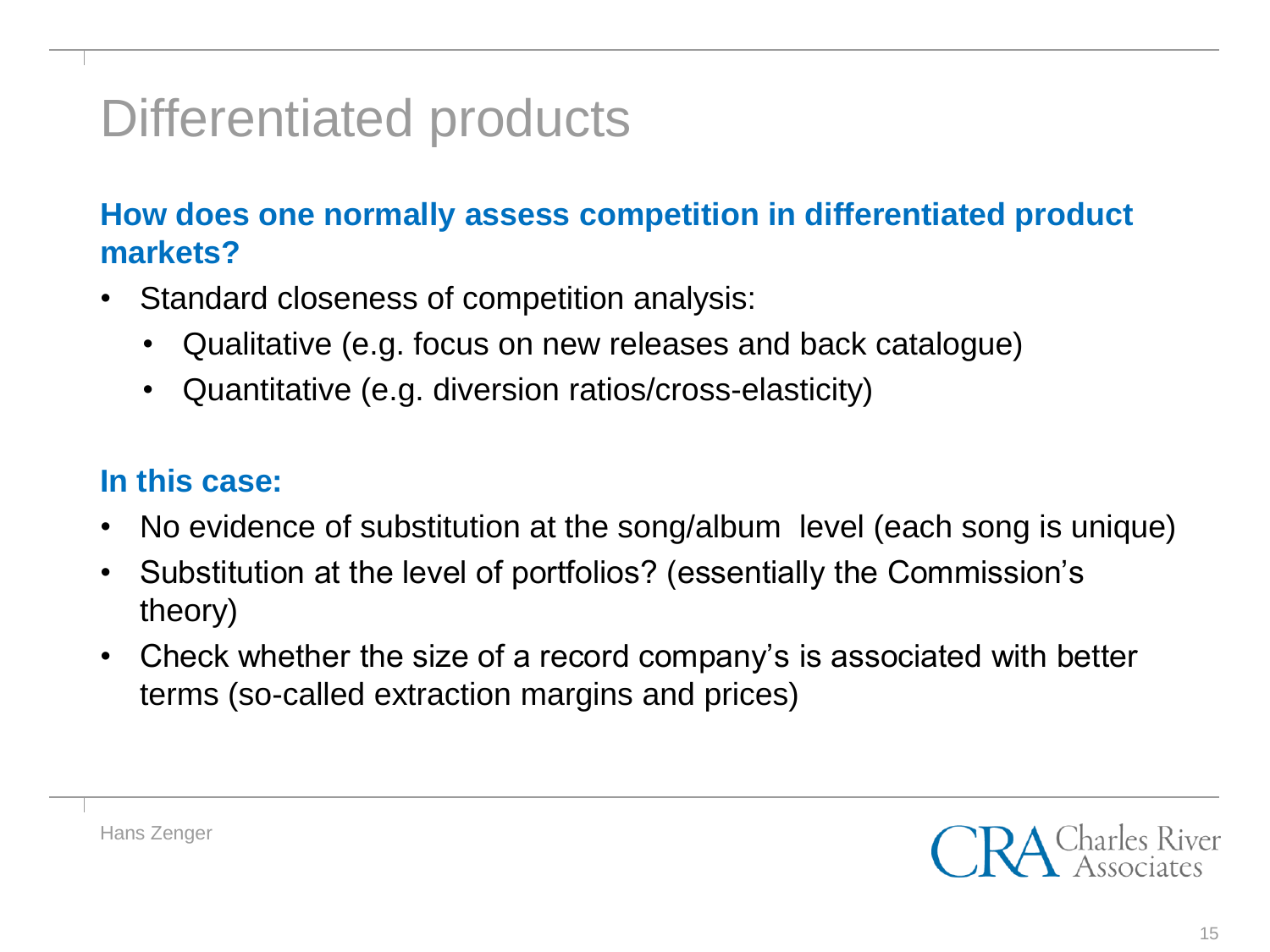# Differentiated products

**How does one normally assess competition in differentiated product markets?**

- Standard closeness of competition analysis:
  - Qualitative (e.g. focus on new releases and back catalogue)
  - Quantitative (e.g. diversion ratios/cross-elasticity)

**In this case:**

- No evidence of substitution at the song/album level (each song is unique)
- Substitution at the level of portfolios? (essentially the Commission's theory)
- Check whether the size of a record company's is associated with better terms (so-called extraction margins and prices)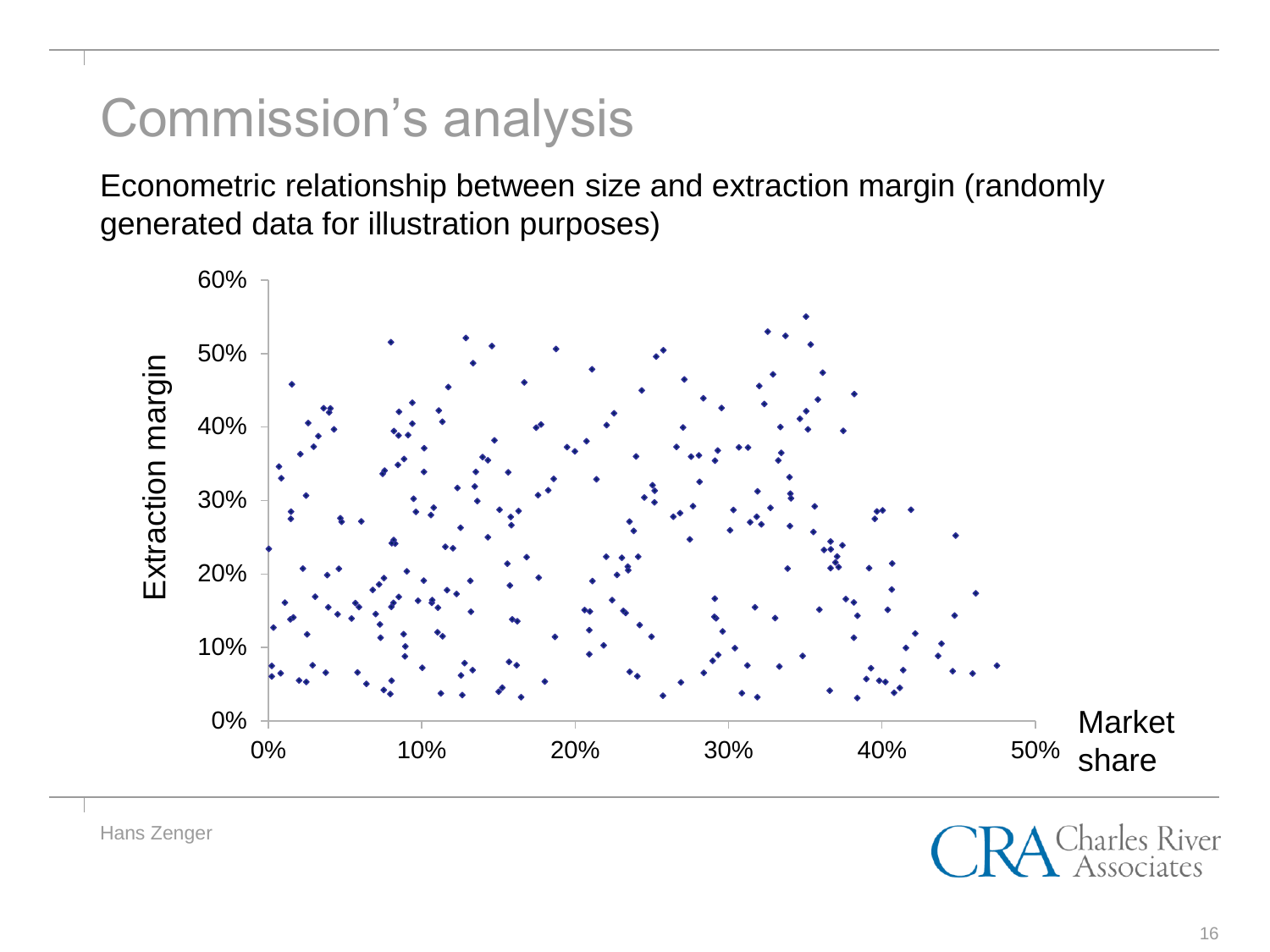# Commission's analysis

Econometric relationship between size and extraction margin (randomly generated data for illustration purposes)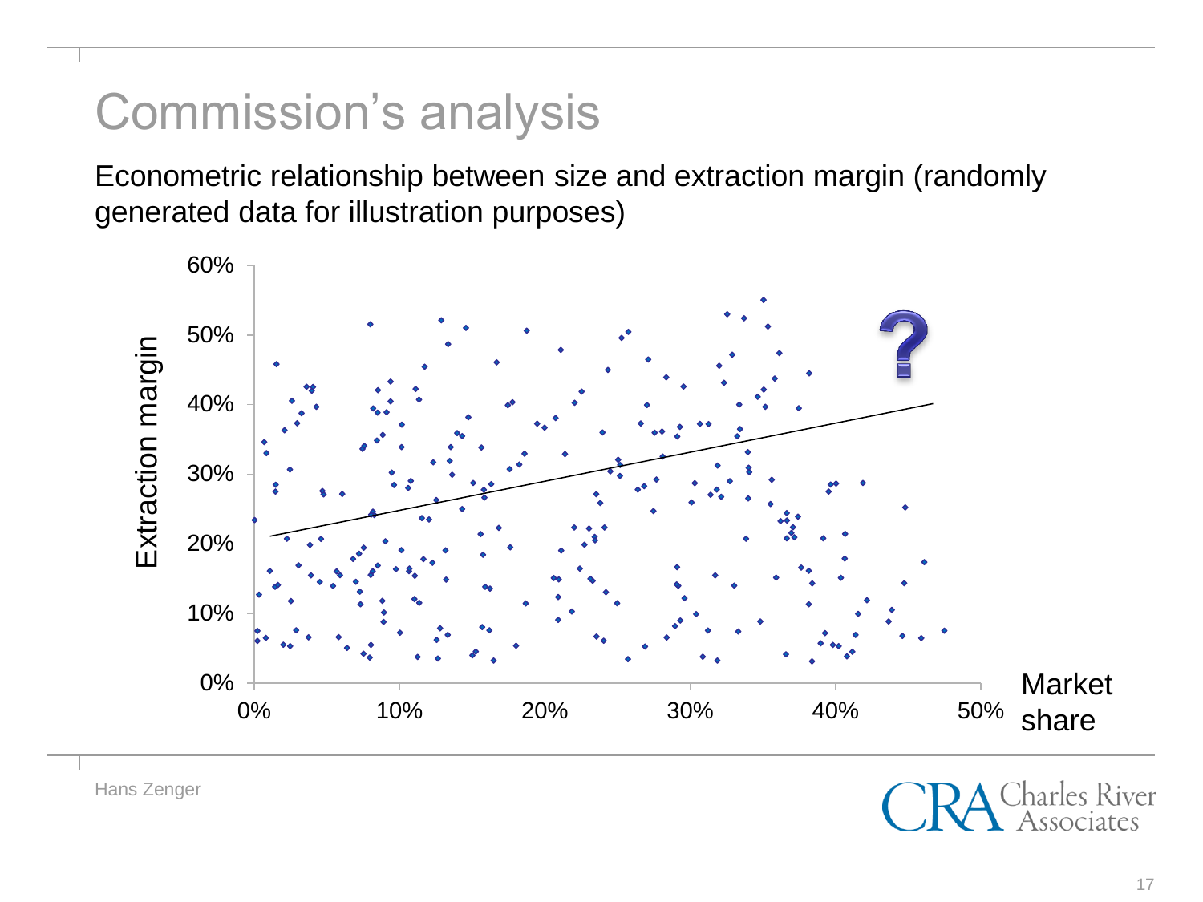# Commission's analysis

Econometric relationship between size and extraction margin (randomly generated data for illustration purposes)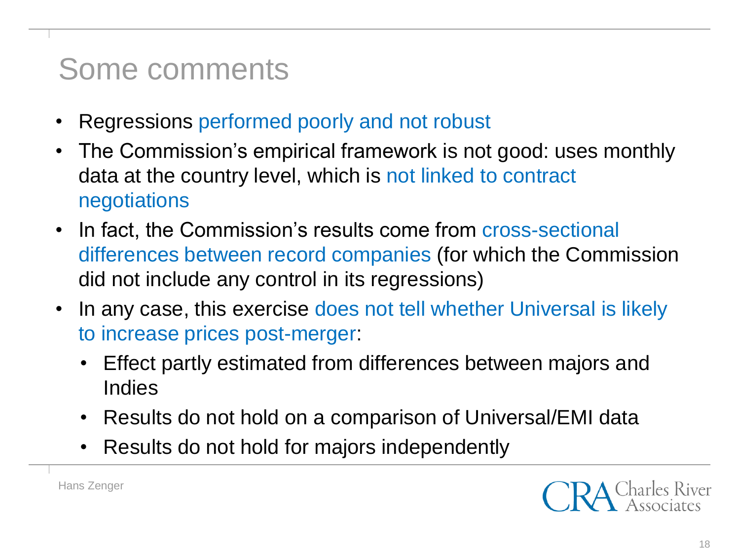# Some comments

- Regressions performed poorly and not robust
- The Commission's empirical framework is not good: uses monthly data at the country level, which is not linked to contract negotiations
- In fact, the Commission's results come from cross-sectional differences between record companies (for which the Commission did not include any control in its regressions)
- In any case, this exercise does not tell whether Universal is likely to increase prices post-merger:
  - Effect partly estimated from differences between majors and Indies
  - Results do not hold on a comparison of Universal/EMI data
  - Results do not hold for majors independently

Hans Zenger

CRA Charles River Associates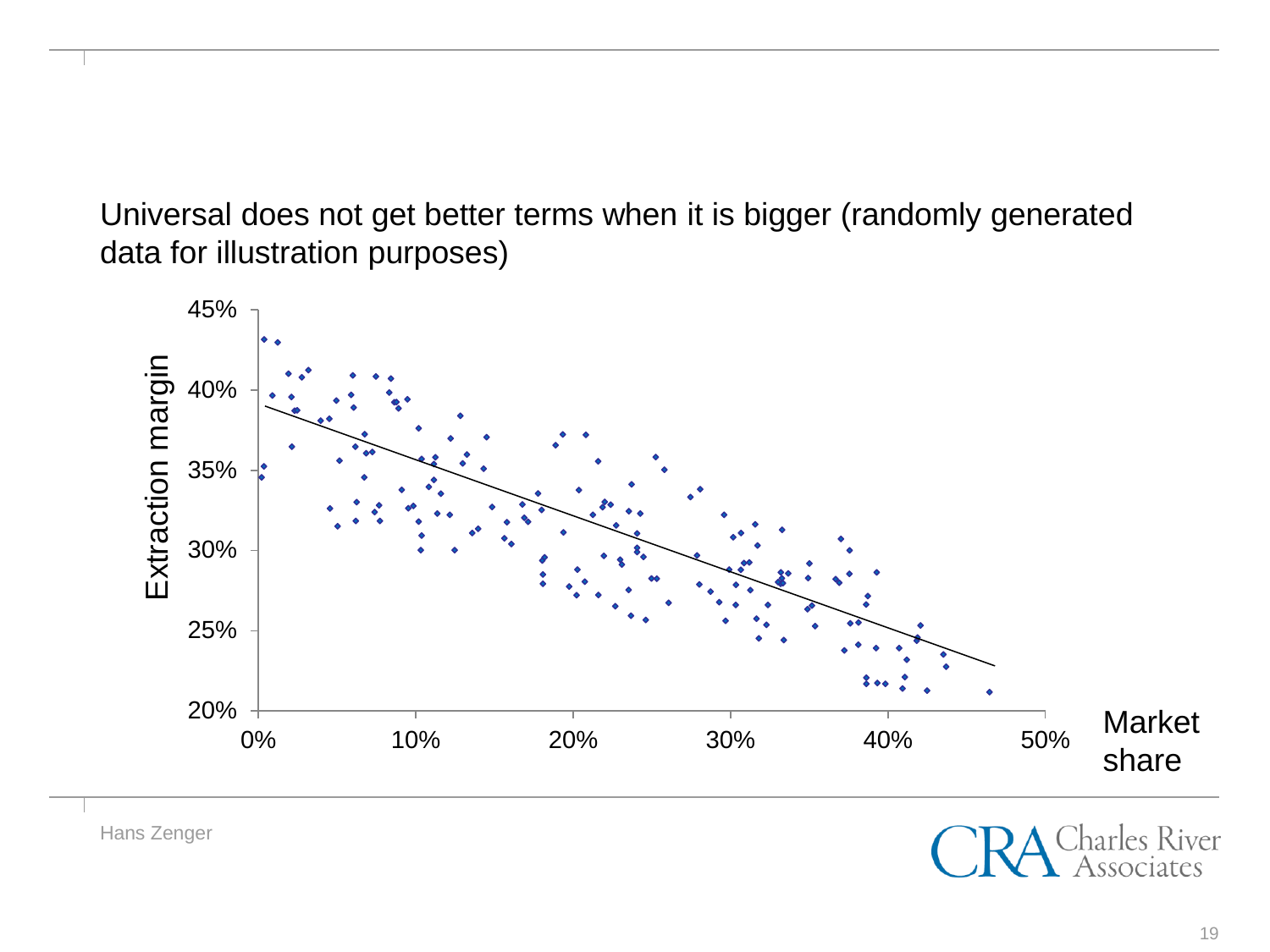Universal does not get better terms when it is bigger (randomly generated data for illustration purposes)

Extraction margin

45%
40%
35%
30%
25%
20%

0% 10% 20% 30% 40% 50%

Market share

Hans Zenger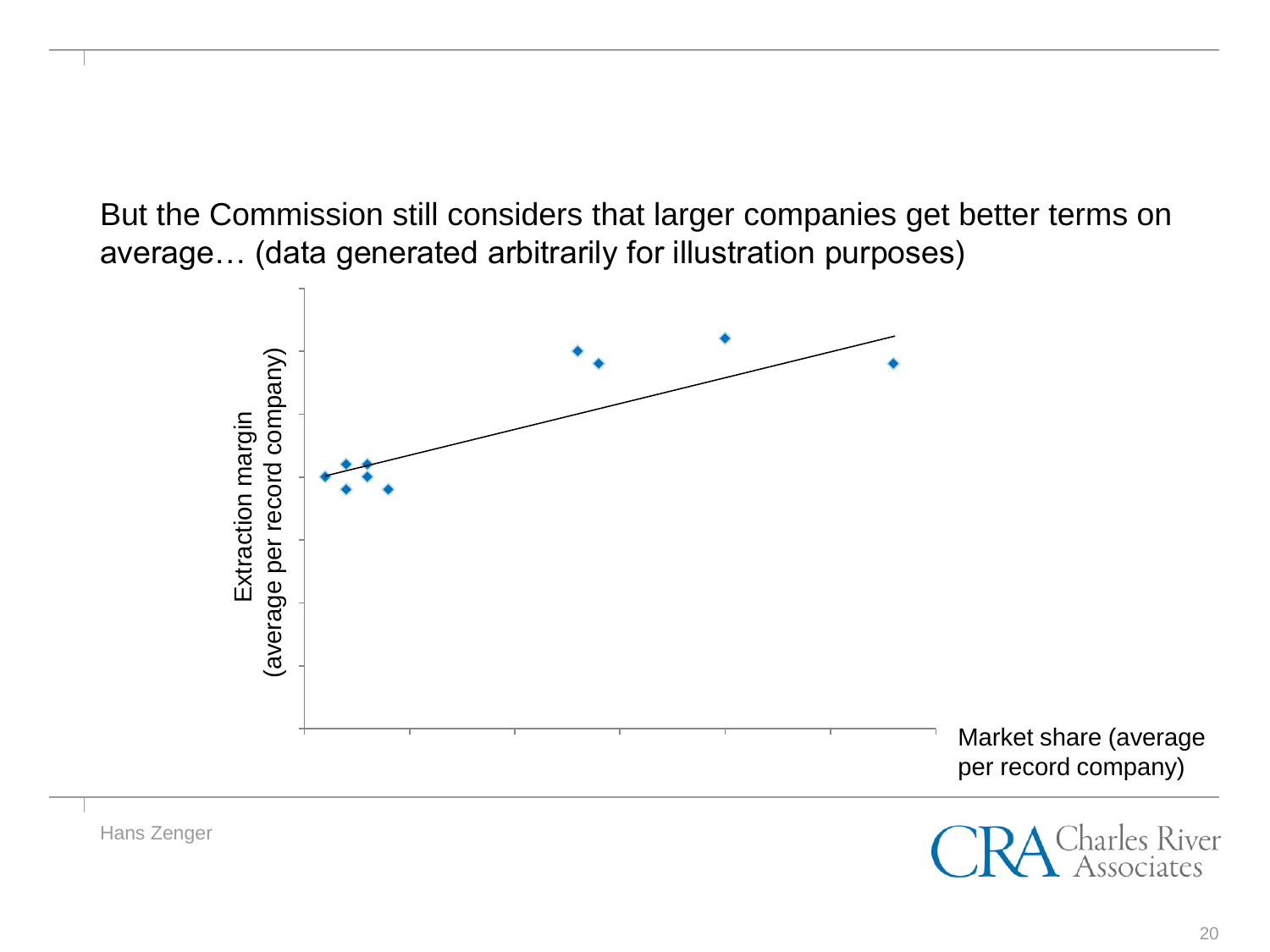But the Commission still considers that larger companies get better terms on average… (data generated arbitrarily for illustration purposes)

Extraction margin (average per record company)

Market share (average per record company)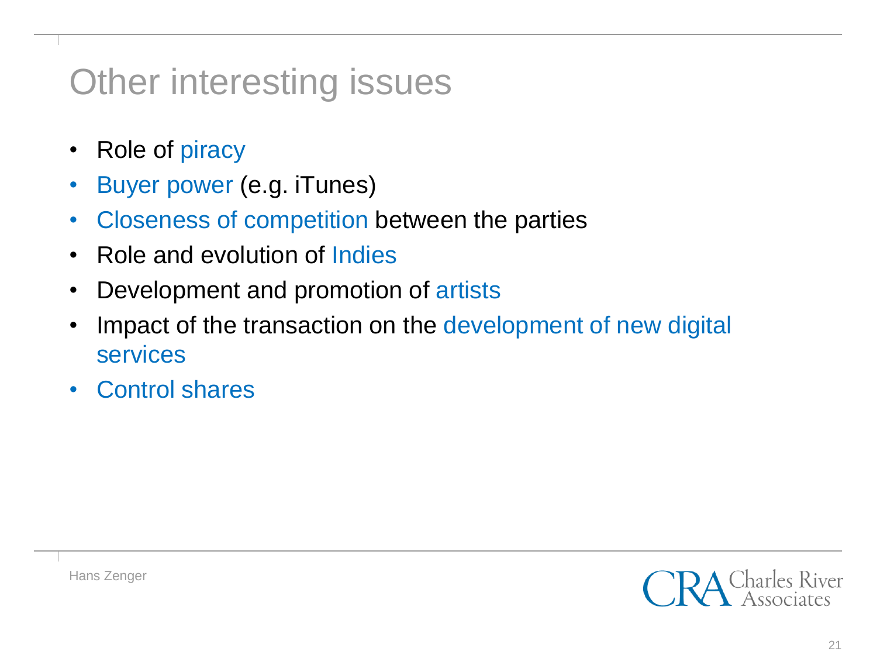# Other interesting issues

- Role of piracy
- Buyer power (e.g. iTunes)
- Closeness of competition between the parties
- Role and evolution of Indies
- Development and promotion of artists
- Impact of the transaction on the development of new digital services
- Control shares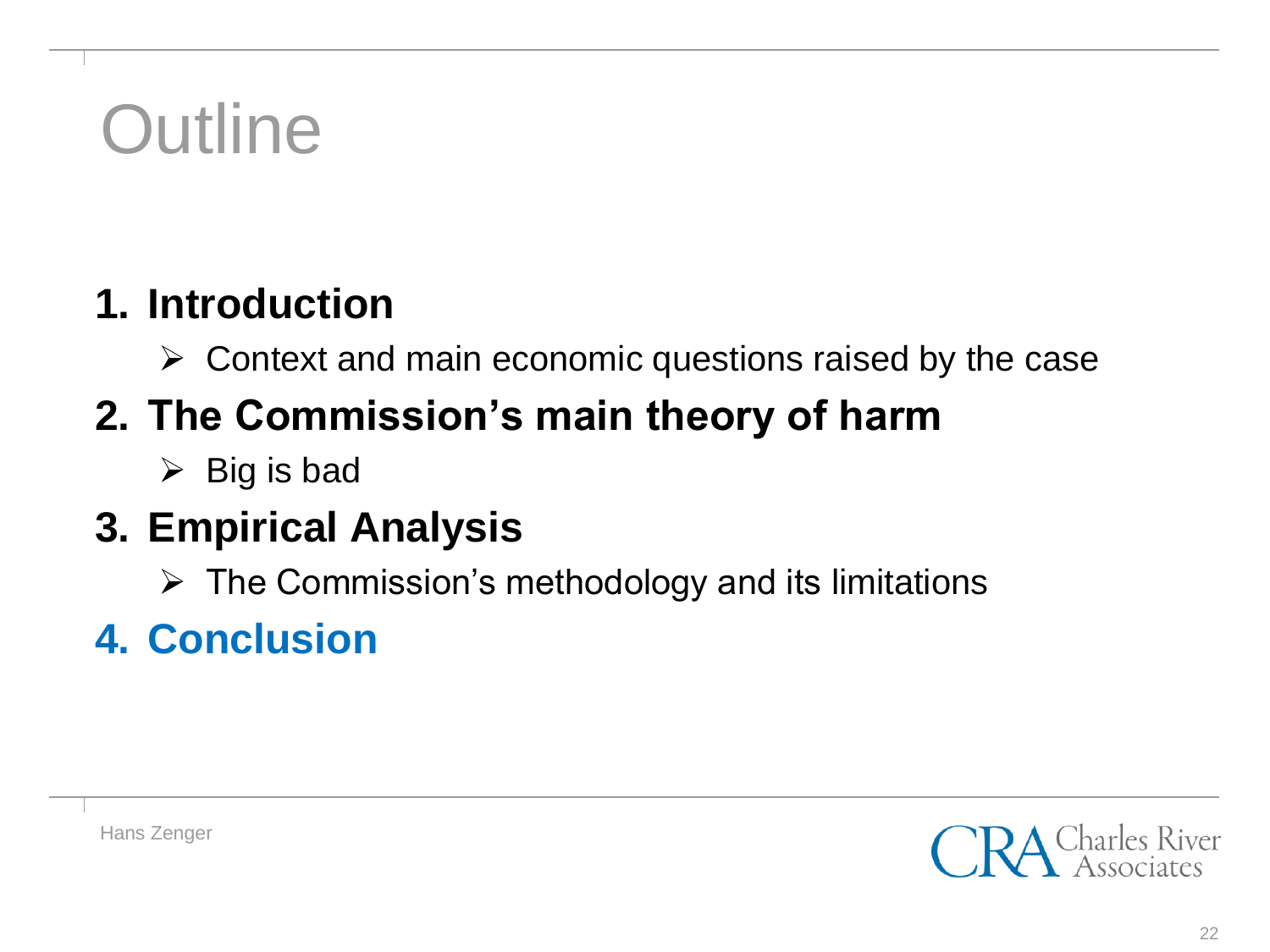# Outline

1. **Introduction**
   - Context and main economic questions raised by the case
2. **The Commission's main theory of harm**
   - Big is bad
3. **Empirical Analysis**
   - The Commission's methodology and its limitations
4. **Conclusion**

Hans Zenger

CRA Charles River Associates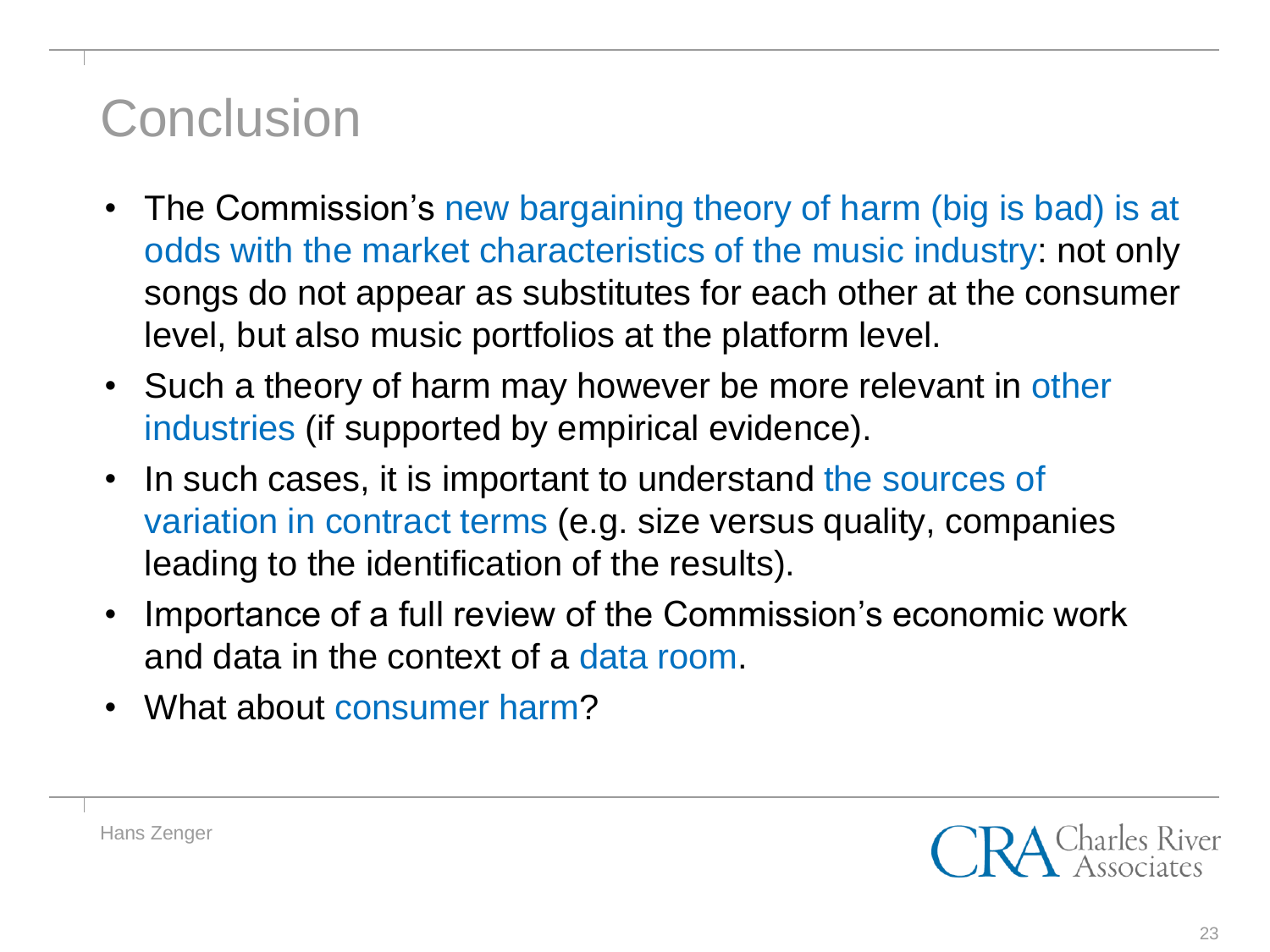# Conclusion

- The Commission's new bargaining theory of harm (big is bad) is at odds with the market characteristics of the music industry: not only songs do not appear as substitutes for each other at the consumer level, but also music portfolios at the platform level.
- Such a theory of harm may however be more relevant in other industries (if supported by empirical evidence).
- In such cases, it is important to understand the sources of variation in contract terms (e.g. size versus quality, companies leading to the identification of the results).
- Importance of a full review of the Commission's economic work and data in the context of a data room.
- What about consumer harm?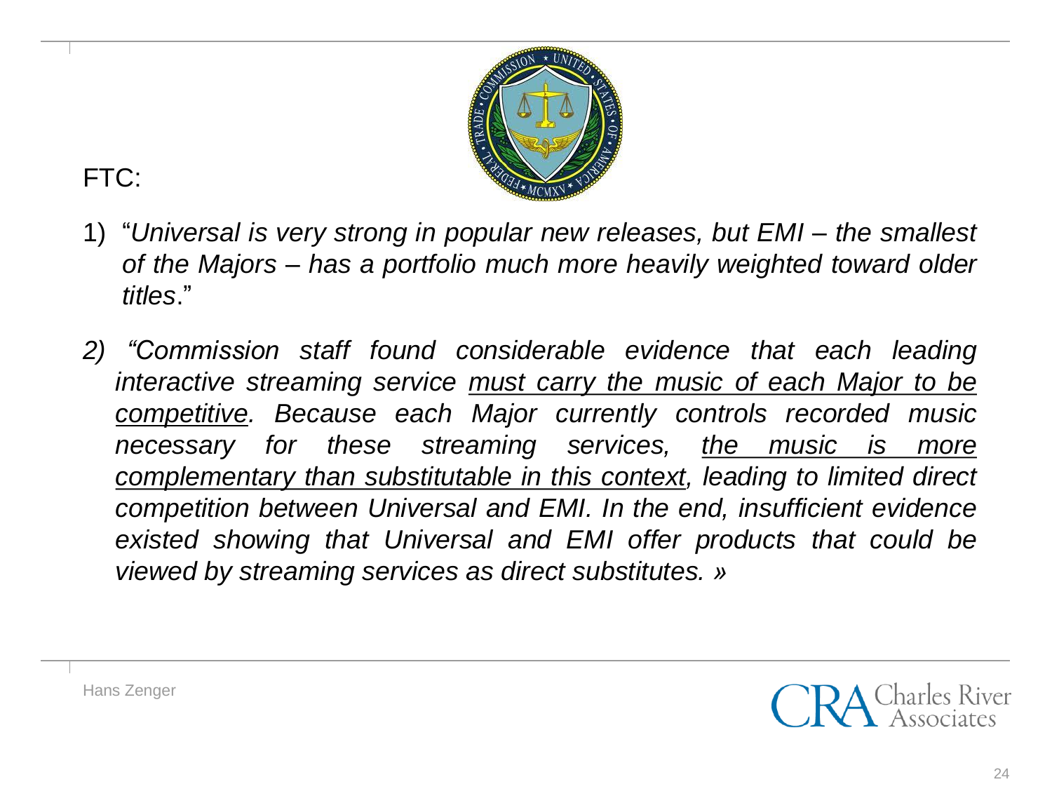FTC:

1) "*Universal is very strong in popular new releases, but EMI – the smallest of the Majors – has a portfolio much more heavily weighted toward older titles*."

2) *"Commission staff found considerable evidence that each leading interactive streaming service <u>must carry the music of each Major to be competitive</u>. Because each Major currently controls recorded music necessary for these streaming services, <u>the music is more complementary than substitutable in this context</u>, leading to limited direct competition between Universal and EMI. In the end, insufficient evidence existed showing that Universal and EMI offer products that could be viewed by streaming services as direct substitutes. »*

Hans Zenger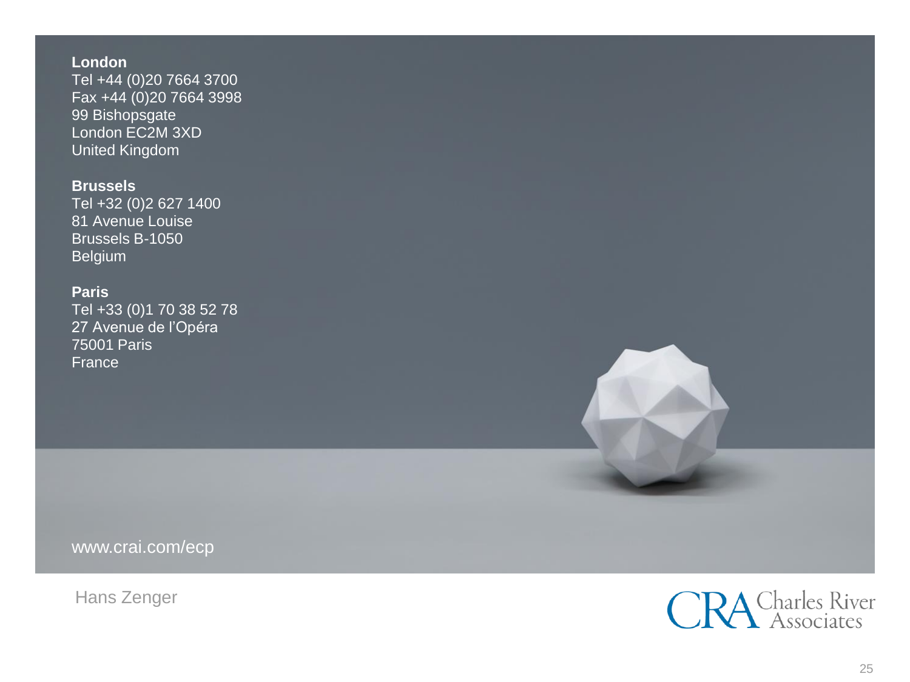**London**
Tel +44 (0)20 7664 3700
Fax +44 (0)20 7664 3998
99 Bishopsgate
London EC2M 3XD
United Kingdom

**Brussels**
Tel +32 (0)2 627 1400
81 Avenue Louise
Brussels B-1050
Belgium

**Paris**
Tel +33 (0)1 70 38 52 78
27 Avenue de l'Opéra
75001 Paris
France

www.crai.com/ecp

Hans Zenger

CRA Charles River Associates